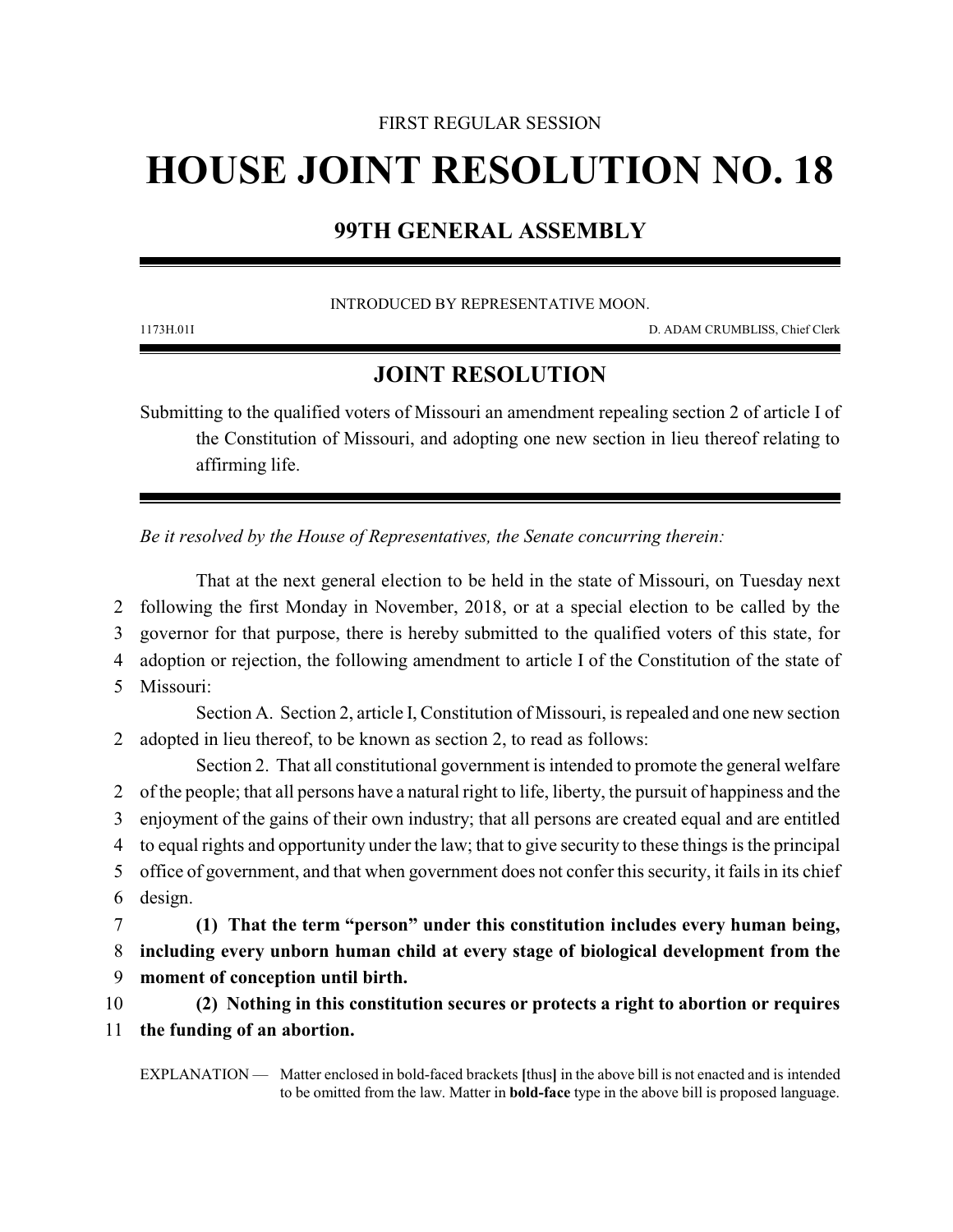FIRST REGULAR SESSION

# HOUSE JOINT RESOLUTION NO. 18

## 99TH GENERAL ASSEMBLY

INTRODUCED BY REPRESENTATIVE MOON.

1173H.01I D. ADAM CRUMBLISS, Chief Clerk

## JOINT RESOLUTION

Submitting to the qualified voters of Missouri an amendment repealing section 2 of article I of the Constitution of Missouri, and adopting one new section in lieu thereof relating to affirming life.

*Be it resolved by the House of Representatives, the Senate concurring therein:*

That at the next general election to be held in the state of Missouri, on Tuesday next following the first Monday in November, 2018, or at a special election to be called by the governor for that purpose, there is hereby submitted to the qualified voters of this state, for adoption or rejection, the following amendment to article I of the Constitution of the state of Missouri:

Section A. Section 2, article I, Constitution of Missouri, is repealed and one new section adopted in lieu thereof, to be known as section 2, to read as follows:

Section 2. That all constitutional government is intended to promote the general welfare of the people; that all persons have a natural right to life, liberty, the pursuit of happiness and the enjoyment of the gains of their own industry; that all persons are created equal and are entitled to equal rights and opportunity under the law; that to give security to these things is the principal office of government, and that when government does not confer this security, it fails in its chief design.

**(1) That the term "person" under this constitution includes every human being, including every unborn human child at every stage of biological development from the moment of conception until birth.**

**(2) Nothing in this constitution secures or protects a right to abortion or requires the funding of an abortion.**

EXPLANATION — Matter enclosed in bold-faced brackets **[**thus**]** in the above bill is not enacted and is intended to be omitted from the law. Matter in **bold-face** type in the above bill is proposed language.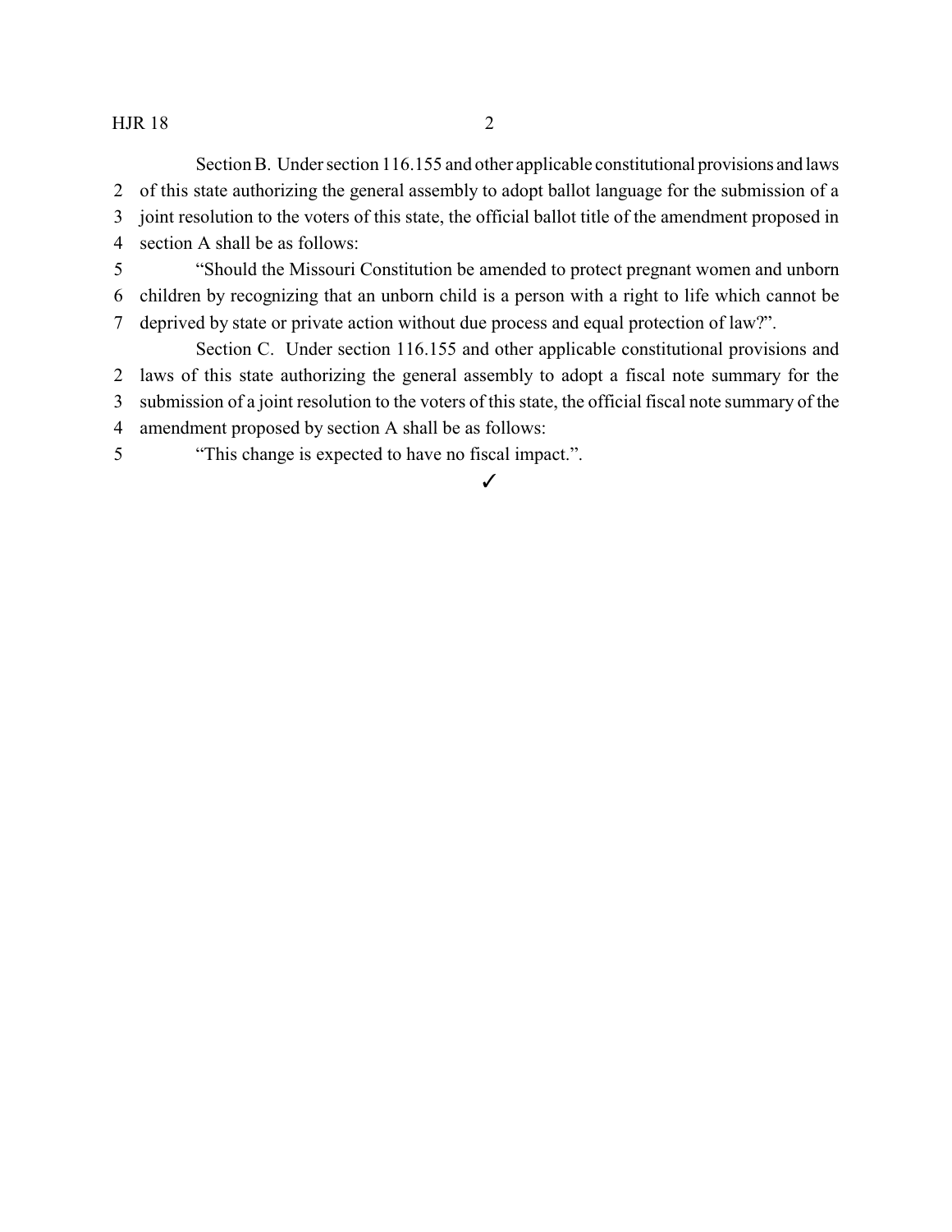Section B. Under section 116.155 and other applicable constitutional provisions and laws of this state authorizing the general assembly to adopt ballot language for the submission of a joint resolution to the voters of this state, the official ballot title of the amendment proposed in section A shall be as follows:

"Should the Missouri Constitution be amended to protect pregnant women and unborn children by recognizing that an unborn child is a person with a right to life which cannot be deprived by state or private action without due process and equal protection of law?".

Section C. Under section 116.155 and other applicable constitutional provisions and laws of this state authorizing the general assembly to adopt a fiscal note summary for the submission of a joint resolution to the voters of this state, the official fiscal note summary of the amendment proposed by section A shall be as follows:

"This change is expected to have no fiscal impact.".

✓